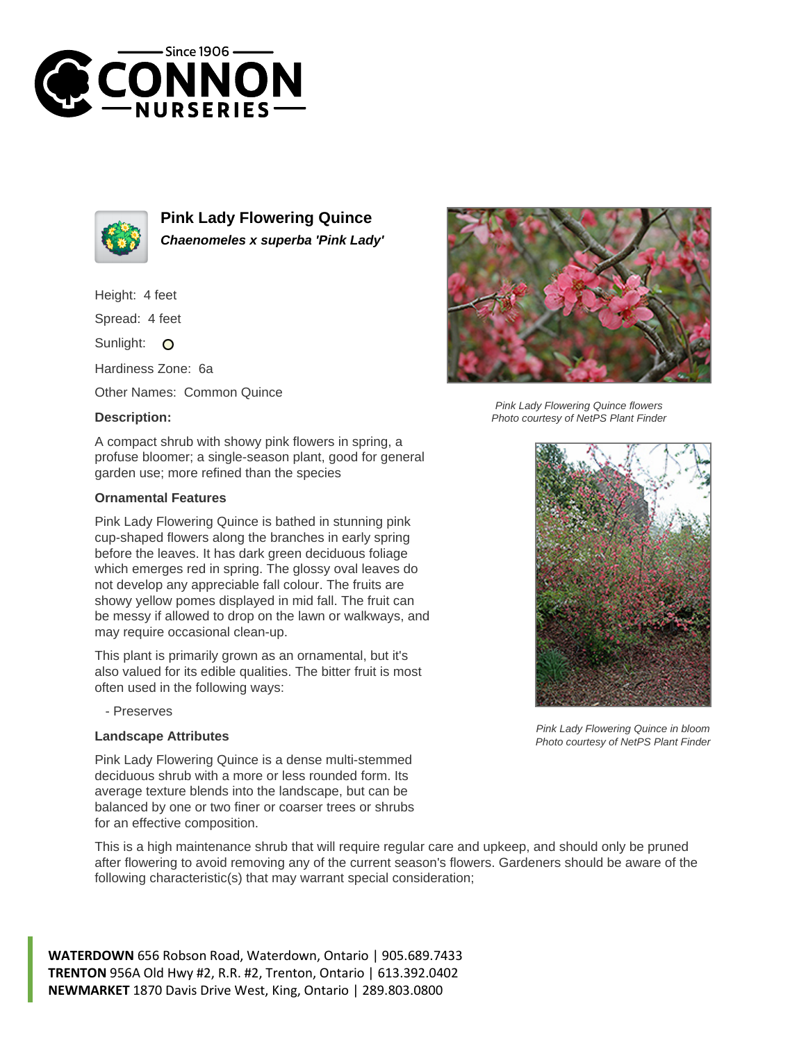# Pink Lady Flowering Quince

***Chaenomeles x superba 'Pink Lady'***

Height: 4 feet

Spread: 4 feet

Sunlight:

Hardiness Zone: 6a

Other Names: Common Quince

### Description:

A compact shrub with showy pink flowers in spring, a profuse bloomer; a single-season plant, good for general garden use; more refined than the species

#### Ornamental Features

Pink Lady Flowering Quince is bathed in stunning pink cup-shaped flowers along the branches in early spring before the leaves. It has dark green deciduous foliage which emerges red in spring. The glossy oval leaves do not develop any appreciable fall colour. The fruits are showy yellow pomes displayed in mid fall. The fruit can be messy if allowed to drop on the lawn or walkways, and may require occasional clean-up.

This plant is primarily grown as an ornamental, but it's also valued for its edible qualities. The bitter fruit is most often used in the following ways:

- Preserves

#### Landscape Attributes

Pink Lady Flowering Quince is a dense multi-stemmed deciduous shrub with a more or less rounded form. Its average texture blends into the landscape, but can be balanced by one or two finer or coarser trees or shrubs for an effective composition.

This is a high maintenance shrub that will require regular care and upkeep, and should only be pruned after flowering to avoid removing any of the current season's flowers. Gardeners should be aware of the following characteristic(s) that may warrant special consideration;

*Pink Lady Flowering Quince flowers*
*Photo courtesy of NetPS Plant Finder*

*Pink Lady Flowering Quince in bloom*
*Photo courtesy of NetPS Plant Finder*

**WATERDOWN** 656 Robson Road, Waterdown, Ontario | 905.689.7433
**TRENTON** 956A Old Hwy #2, R.R. #2, Trenton, Ontario | 613.392.0402
**NEWMARKET** 1870 Davis Drive West, King, Ontario | 289.803.0800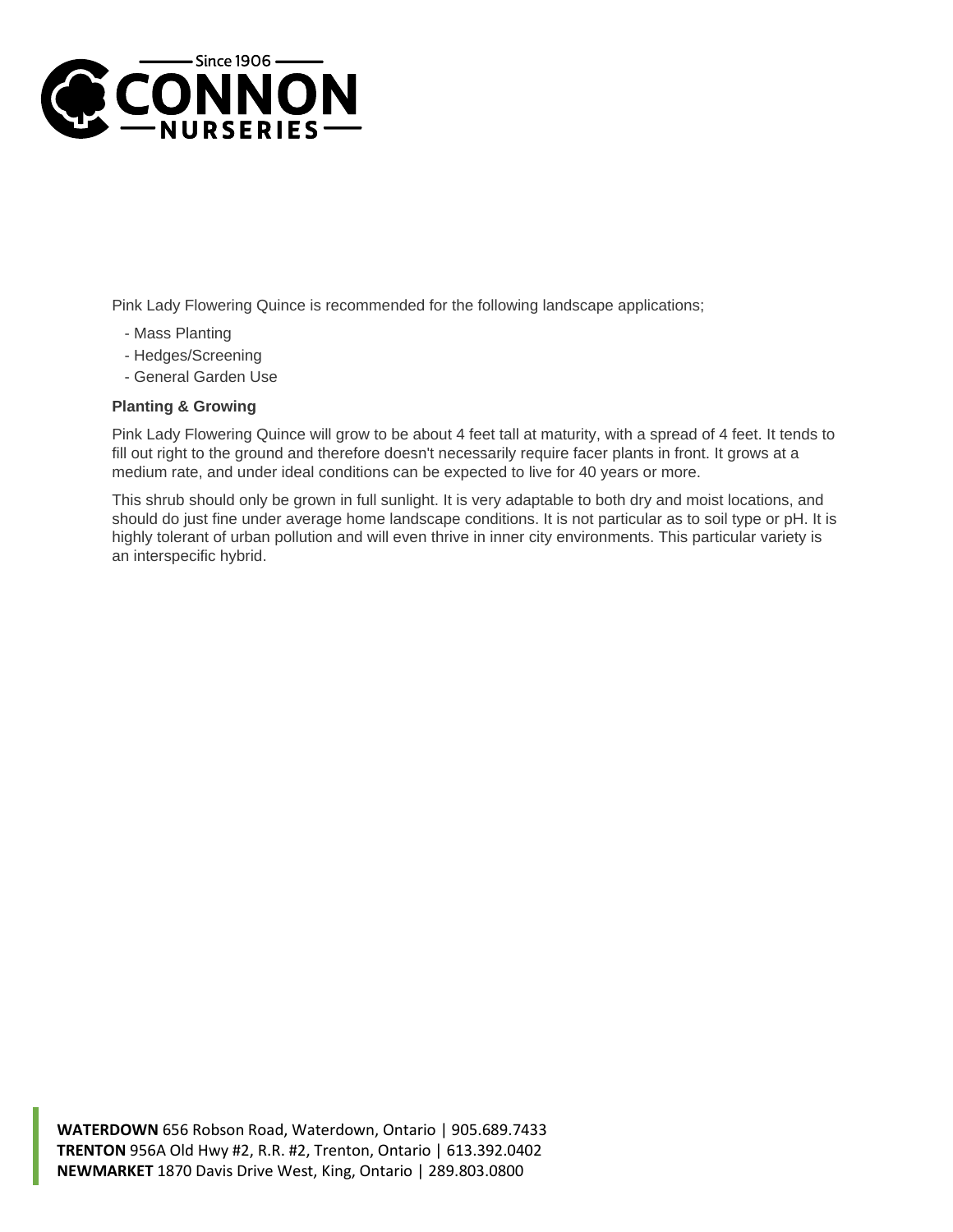Pink Lady Flowering Quince is recommended for the following landscape applications;

- Mass Planting
- Hedges/Screening
- General Garden Use

**Planting & Growing**

Pink Lady Flowering Quince will grow to be about 4 feet tall at maturity, with a spread of 4 feet. It tends to fill out right to the ground and therefore doesn't necessarily require facer plants in front. It grows at a medium rate, and under ideal conditions can be expected to live for 40 years or more.

This shrub should only be grown in full sunlight. It is very adaptable to both dry and moist locations, and should do just fine under average home landscape conditions. It is not particular as to soil type or pH. It is highly tolerant of urban pollution and will even thrive in inner city environments. This particular variety is an interspecific hybrid.